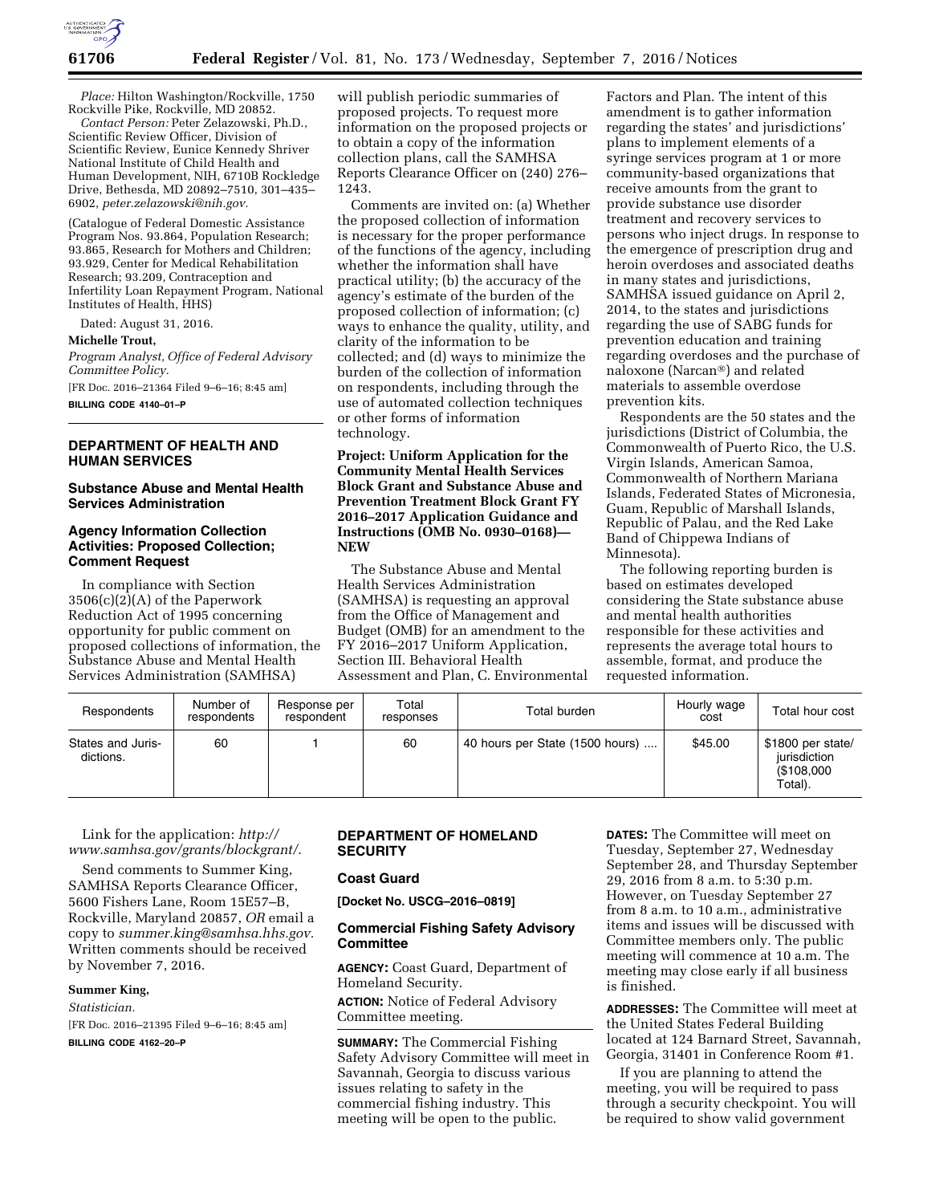*Place:* Hilton Washington/Rockville, 1750 Rockville Pike, Rockville, MD 20852.

*Contact Person:* Peter Zelazowski, Ph.D., Scientific Review Officer, Division of Scientific Review, Eunice Kennedy Shriver National Institute of Child Health and Human Development, NIH, 6710B Rockledge Drive, Bethesda, MD 20892–7510, 301–435–6902, *peter.zelazowski@nih.gov.*

(Catalogue of Federal Domestic Assistance Program Nos. 93.864, Population Research; 93.865, Research for Mothers and Children; 93.929, Center for Medical Rehabilitation Research; 93.209, Contraception and Infertility Loan Repayment Program, National Institutes of Health, HHS)

Dated: August 31, 2016.

**Michelle Trout,**

*Program Analyst, Office of Federal Advisory Committee Policy.*

[FR Doc. 2016–21364 Filed 9–6–16; 8:45 am]

**BILLING CODE 4140–01–P**

## DEPARTMENT OF HEALTH AND HUMAN SERVICES

### Substance Abuse and Mental Health Services Administration

### Agency Information Collection Activities: Proposed Collection; Comment Request

In compliance with Section 3506(c)(2)(A) of the Paperwork Reduction Act of 1995 concerning opportunity for public comment on proposed collections of information, the Substance Abuse and Mental Health Services Administration (SAMHSA) will publish periodic summaries of proposed projects. To request more information on the proposed projects or to obtain a copy of the information collection plans, call the SAMHSA Reports Clearance Officer on (240) 276–1243.

Comments are invited on: (a) Whether the proposed collection of information is necessary for the proper performance of the functions of the agency, including whether the information shall have practical utility; (b) the accuracy of the agency's estimate of the burden of the proposed collection of information; (c) ways to enhance the quality, utility, and clarity of the information to be collected; and (d) ways to minimize the burden of the collection of information on respondents, including through the use of automated collection techniques or other forms of information technology.

**Project: Uniform Application for the Community Mental Health Services Block Grant and Substance Abuse and Prevention Treatment Block Grant FY 2016–2017 Application Guidance and Instructions (OMB No. 0930–0168)—NEW**

The Substance Abuse and Mental Health Services Administration (SAMHSA) is requesting an approval from the Office of Management and Budget (OMB) for an amendment to the FY 2016–2017 Uniform Application, Section III. Behavioral Health Assessment and Plan, C. Environmental Factors and Plan. The intent of this amendment is to gather information regarding the states' and jurisdictions' plans to implement elements of a syringe services program at 1 or more community-based organizations that receive amounts from the grant to provide substance use disorder treatment and recovery services to persons who inject drugs. In response to the emergence of prescription drug and heroin overdoses and associated deaths in many states and jurisdictions, SAMHSA issued guidance on April 2, 2014, to the states and jurisdictions regarding the use of SABG funds for prevention education and training regarding overdoses and the purchase of naloxone (Narcan®) and related materials to assemble overdose prevention kits.

Respondents are the 50 states and the jurisdictions (District of Columbia, the Commonwealth of Puerto Rico, the U.S. Virgin Islands, American Samoa, Commonwealth of Northern Mariana Islands, Federated States of Micronesia, Guam, Republic of Marshall Islands, Republic of Palau, and the Red Lake Band of Chippewa Indians of Minnesota).

The following reporting burden is based on estimates developed considering the State substance abuse and mental health authorities responsible for these activities and represents the average total hours to assemble, format, and produce the requested information.

| Respondents | Number of respondents | Response per respondent | Total responses | Total burden | Hourly wage cost | Total hour cost |
|---|---|---|---|---|---|---|
| States and Jurisdictions. | 60 | 1 | 60 | 40 hours per State (1500 hours) .... | $45.00 | $1800 per state/jurisdiction ($108,000 Total). |

Link for the application: *http://www.samhsa.gov/grants/blockgrant/.*

Send comments to Summer King, SAMHSA Reports Clearance Officer, 5600 Fishers Lane, Room 15E57–B, Rockville, Maryland 20857, *OR* email a copy to *summer.king@samhsa.hhs.gov.* Written comments should be received by November 7, 2016.

**Summer King,**

*Statistician.*

[FR Doc. 2016–21395 Filed 9–6–16; 8:45 am]

**BILLING CODE 4162–20–P**

## DEPARTMENT OF HOMELAND SECURITY

### Coast Guard

**[Docket No. USCG–2016–0819]**

### Commercial Fishing Safety Advisory Committee

**AGENCY:** Coast Guard, Department of Homeland Security.

**ACTION:** Notice of Federal Advisory Committee meeting.

**SUMMARY:** The Commercial Fishing Safety Advisory Committee will meet in Savannah, Georgia to discuss various issues relating to safety in the commercial fishing industry. This meeting will be open to the public.

**DATES:** The Committee will meet on Tuesday, September 27, Wednesday September 28, and Thursday September 29, 2016 from 8 a.m. to 5:30 p.m. However, on Tuesday September 27 from 8 a.m. to 10 a.m., administrative items and issues will be discussed with Committee members only. The public meeting will commence at 10 a.m. The meeting may close early if all business is finished.

**ADDRESSES:** The Committee will meet at the United States Federal Building located at 124 Barnard Street, Savannah, Georgia, 31401 in Conference Room #1.

If you are planning to attend the meeting, you will be required to pass through a security checkpoint. You will be required to show valid government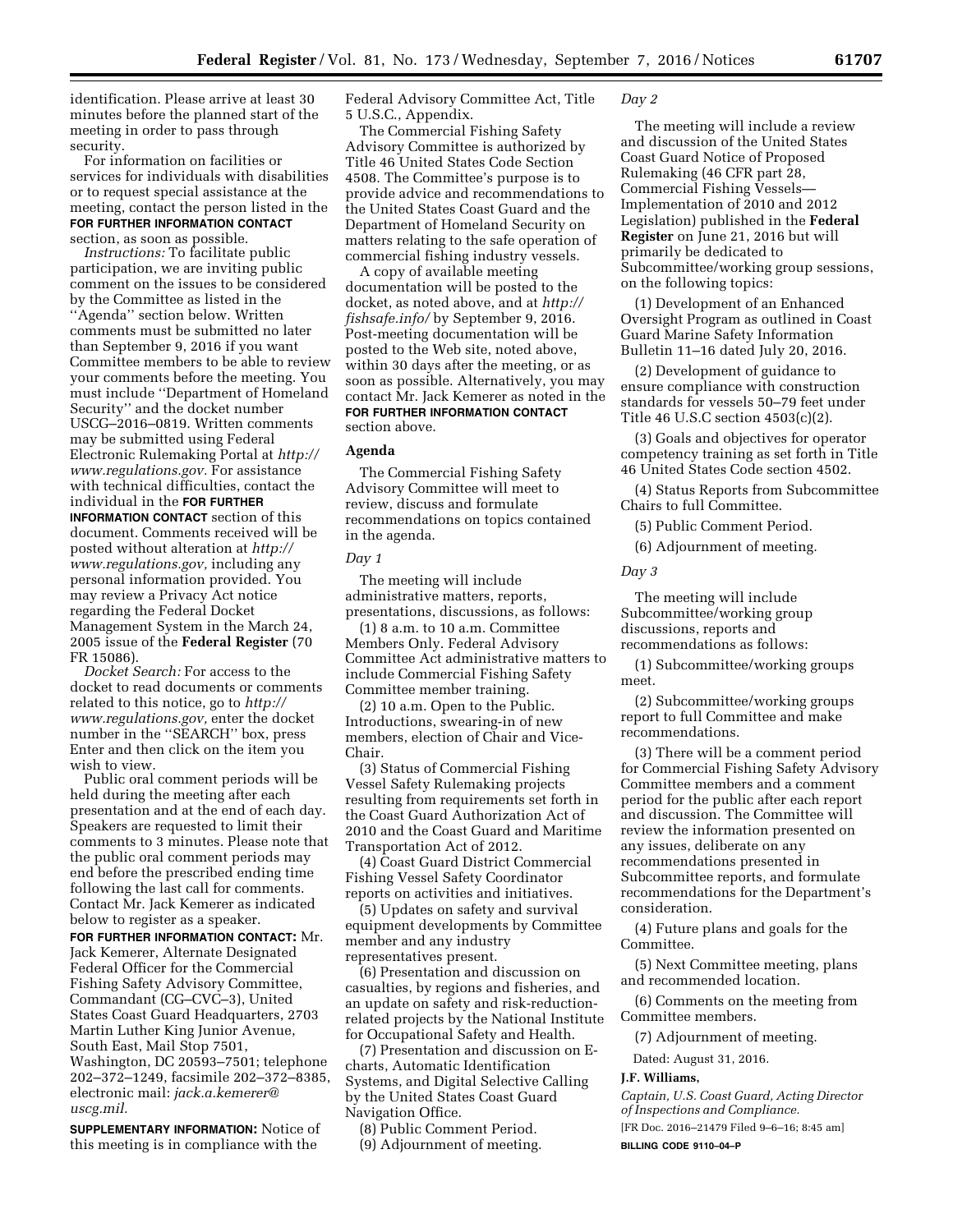identification. Please arrive at least 30 minutes before the planned start of the meeting in order to pass through security.

For information on facilities or services for individuals with disabilities or to request special assistance at the meeting, contact the person listed in the **FOR FURTHER INFORMATION CONTACT** section, as soon as possible.

*Instructions:* To facilitate public participation, we are inviting public comment on the issues to be considered by the Committee as listed in the ''Agenda'' section below. Written comments must be submitted no later than September 9, 2016 if you want Committee members to be able to review your comments before the meeting. You must include ''Department of Homeland Security'' and the docket number USCG–2016–0819. Written comments may be submitted using Federal Electronic Rulemaking Portal at *http://www.regulations.gov.* For assistance with technical difficulties, contact the individual in the **FOR FURTHER INFORMATION CONTACT** section of this document. Comments received will be posted without alteration at *http://www.regulations.gov,* including any personal information provided. You may review a Privacy Act notice regarding the Federal Docket Management System in the March 24, 2005 issue of the **Federal Register** (70 FR 15086).

*Docket Search:* For access to the docket to read documents or comments related to this notice, go to *http://www.regulations.gov,* enter the docket number in the ''SEARCH'' box, press Enter and then click on the item you wish to view.

Public oral comment periods will be held during the meeting after each presentation and at the end of each day. Speakers are requested to limit their comments to 3 minutes. Please note that the public oral comment periods may end before the prescribed ending time following the last call for comments. Contact Mr. Jack Kemerer as indicated below to register as a speaker.

**FOR FURTHER INFORMATION CONTACT:** Mr. Jack Kemerer, Alternate Designated Federal Officer for the Commercial Fishing Safety Advisory Committee, Commandant (CG–CVC–3), United States Coast Guard Headquarters, 2703 Martin Luther King Junior Avenue, South East, Mail Stop 7501, Washington, DC 20593–7501; telephone 202–372–1249, facsimile 202–372–8385, electronic mail: *jack.a.kemerer@uscg.mil.*

**SUPPLEMENTARY INFORMATION:** Notice of this meeting is in compliance with the Federal Advisory Committee Act, Title 5 U.S.C., Appendix.

The Commercial Fishing Safety Advisory Committee is authorized by Title 46 United States Code Section 4508. The Committee's purpose is to provide advice and recommendations to the United States Coast Guard and the Department of Homeland Security on matters relating to the safe operation of commercial fishing industry vessels.

A copy of available meeting documentation will be posted to the docket, as noted above, and at *http://fishsafe.info/* by September 9, 2016. Post-meeting documentation will be posted to the Web site, noted above, within 30 days after the meeting, or as soon as possible. Alternatively, you may contact Mr. Jack Kemerer as noted in the **FOR FURTHER INFORMATION CONTACT** section above.

## Agenda

The Commercial Fishing Safety Advisory Committee will meet to review, discuss and formulate recommendations on topics contained in the agenda.

*Day 1*

The meeting will include administrative matters, reports, presentations, discussions, as follows:

(1) 8 a.m. to 10 a.m. Committee Members Only. Federal Advisory Committee Act administrative matters to include Commercial Fishing Safety Committee member training.

(2) 10 a.m. Open to the Public. Introductions, swearing-in of new members, election of Chair and Vice-Chair.

(3) Status of Commercial Fishing Vessel Safety Rulemaking projects resulting from requirements set forth in the Coast Guard Authorization Act of 2010 and the Coast Guard and Maritime Transportation Act of 2012.

(4) Coast Guard District Commercial Fishing Vessel Safety Coordinator reports on activities and initiatives.

(5) Updates on safety and survival equipment developments by Committee member and any industry representatives present.

(6) Presentation and discussion on casualties, by regions and fisheries, and an update on safety and risk-reduction-related projects by the National Institute for Occupational Safety and Health.

(7) Presentation and discussion on E-charts, Automatic Identification Systems, and Digital Selective Calling by the United States Coast Guard Navigation Office.

(8) Public Comment Period.

(9) Adjournment of meeting.

*Day 2*

The meeting will include a review and discussion of the United States Coast Guard Notice of Proposed Rulemaking (46 CFR part 28, Commercial Fishing Vessels—Implementation of 2010 and 2012 Legislation) published in the **Federal Register** on June 21, 2016 but will primarily be dedicated to Subcommittee/working group sessions, on the following topics:

(1) Development of an Enhanced Oversight Program as outlined in Coast Guard Marine Safety Information Bulletin 11–16 dated July 20, 2016.

(2) Development of guidance to ensure compliance with construction standards for vessels 50–79 feet under Title 46 U.S.C section 4503(c)(2).

(3) Goals and objectives for operator competency training as set forth in Title 46 United States Code section 4502.

(4) Status Reports from Subcommittee Chairs to full Committee.

(5) Public Comment Period.

(6) Adjournment of meeting.

*Day 3*

The meeting will include Subcommittee/working group discussions, reports and recommendations as follows:

(1) Subcommittee/working groups meet.

(2) Subcommittee/working groups report to full Committee and make recommendations.

(3) There will be a comment period for Commercial Fishing Safety Advisory Committee members and a comment period for the public after each report and discussion. The Committee will review the information presented on any issues, deliberate on any recommendations presented in Subcommittee reports, and formulate recommendations for the Department's consideration.

(4) Future plans and goals for the Committee.

(5) Next Committee meeting, plans and recommended location.

(6) Comments on the meeting from Committee members.

(7) Adjournment of meeting.

Dated: August 31, 2016.

**J.F. Williams,**

*Captain, U.S. Coast Guard, Acting Director of Inspections and Compliance.*

[FR Doc. 2016–21479 Filed 9–6–16; 8:45 am]

**BILLING CODE 9110–04–P**